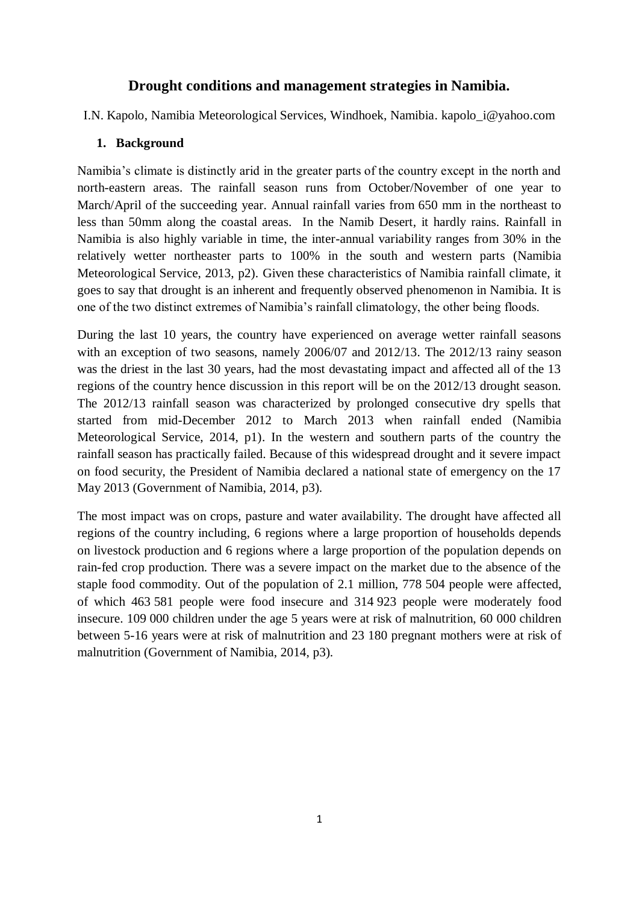# Drought conditions and management strategies in Namibia.

I.N. Kapolo, Namibia Meteorological Services, Windhoek, Namibia. kapolo_i@yahoo.com

## 1. Background

Namibia's climate is distinctly arid in the greater parts of the country except in the north and north-eastern areas. The rainfall season runs from October/November of one year to March/April of the succeeding year. Annual rainfall varies from 650 mm in the northeast to less than 50mm along the coastal areas. In the Namib Desert, it hardly rains. Rainfall in Namibia is also highly variable in time, the inter-annual variability ranges from 30% in the relatively wetter northeaster parts to 100% in the south and western parts (Namibia Meteorological Service, 2013, p2). Given these characteristics of Namibia rainfall climate, it goes to say that drought is an inherent and frequently observed phenomenon in Namibia. It is one of the two distinct extremes of Namibia's rainfall climatology, the other being floods.

During the last 10 years, the country have experienced on average wetter rainfall seasons with an exception of two seasons, namely 2006/07 and 2012/13. The 2012/13 rainy season was the driest in the last 30 years, had the most devastating impact and affected all of the 13 regions of the country hence discussion in this report will be on the 2012/13 drought season. The 2012/13 rainfall season was characterized by prolonged consecutive dry spells that started from mid-December 2012 to March 2013 when rainfall ended (Namibia Meteorological Service, 2014, p1). In the western and southern parts of the country the rainfall season has practically failed. Because of this widespread drought and it severe impact on food security, the President of Namibia declared a national state of emergency on the 17 May 2013 (Government of Namibia, 2014, p3).

The most impact was on crops, pasture and water availability. The drought have affected all regions of the country including, 6 regions where a large proportion of households depends on livestock production and 6 regions where a large proportion of the population depends on rain-fed crop production. There was a severe impact on the market due to the absence of the staple food commodity. Out of the population of 2.1 million, 778 504 people were affected, of which 463 581 people were food insecure and 314 923 people were moderately food insecure. 109 000 children under the age 5 years were at risk of malnutrition, 60 000 children between 5-16 years were at risk of malnutrition and 23 180 pregnant mothers were at risk of malnutrition (Government of Namibia, 2014, p3).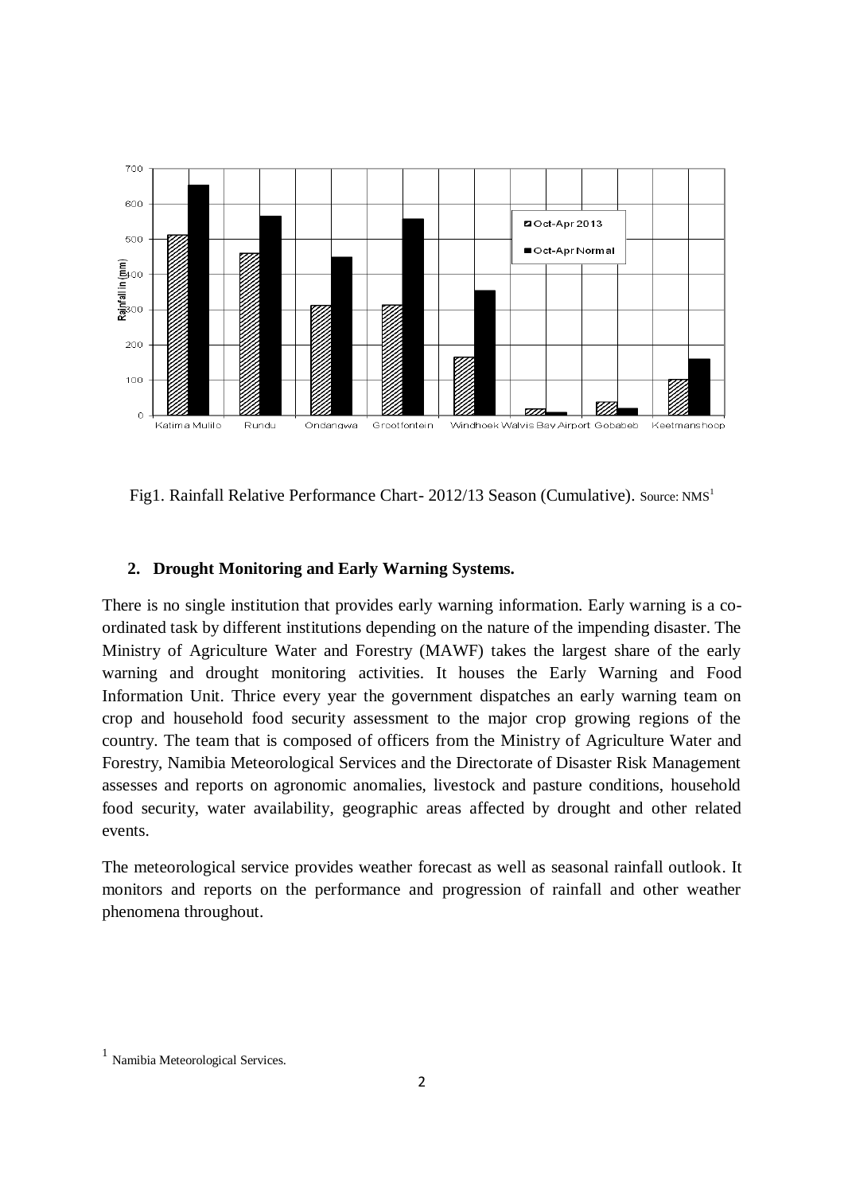Fig1. Rainfall Relative Performance Chart- 2012/13 Season (Cumulative). Source: NMS[1]

## 2. Drought Monitoring and Early Warning Systems.

There is no single institution that provides early warning information. Early warning is a co-ordinated task by different institutions depending on the nature of the impending disaster. The Ministry of Agriculture Water and Forestry (MAWF) takes the largest share of the early warning and drought monitoring activities. It houses the Early Warning and Food Information Unit. Thrice every year the government dispatches an early warning team on crop and household food security assessment to the major crop growing regions of the country. The team that is composed of officers from the Ministry of Agriculture Water and Forestry, Namibia Meteorological Services and the Directorate of Disaster Risk Management assesses and reports on agronomic anomalies, livestock and pasture conditions, household food security, water availability, geographic areas affected by drought and other related events.

The meteorological service provides weather forecast as well as seasonal rainfall outlook. It monitors and reports on the performance and progression of rainfall and other weather phenomena throughout.

[1] Namibia Meteorological Services.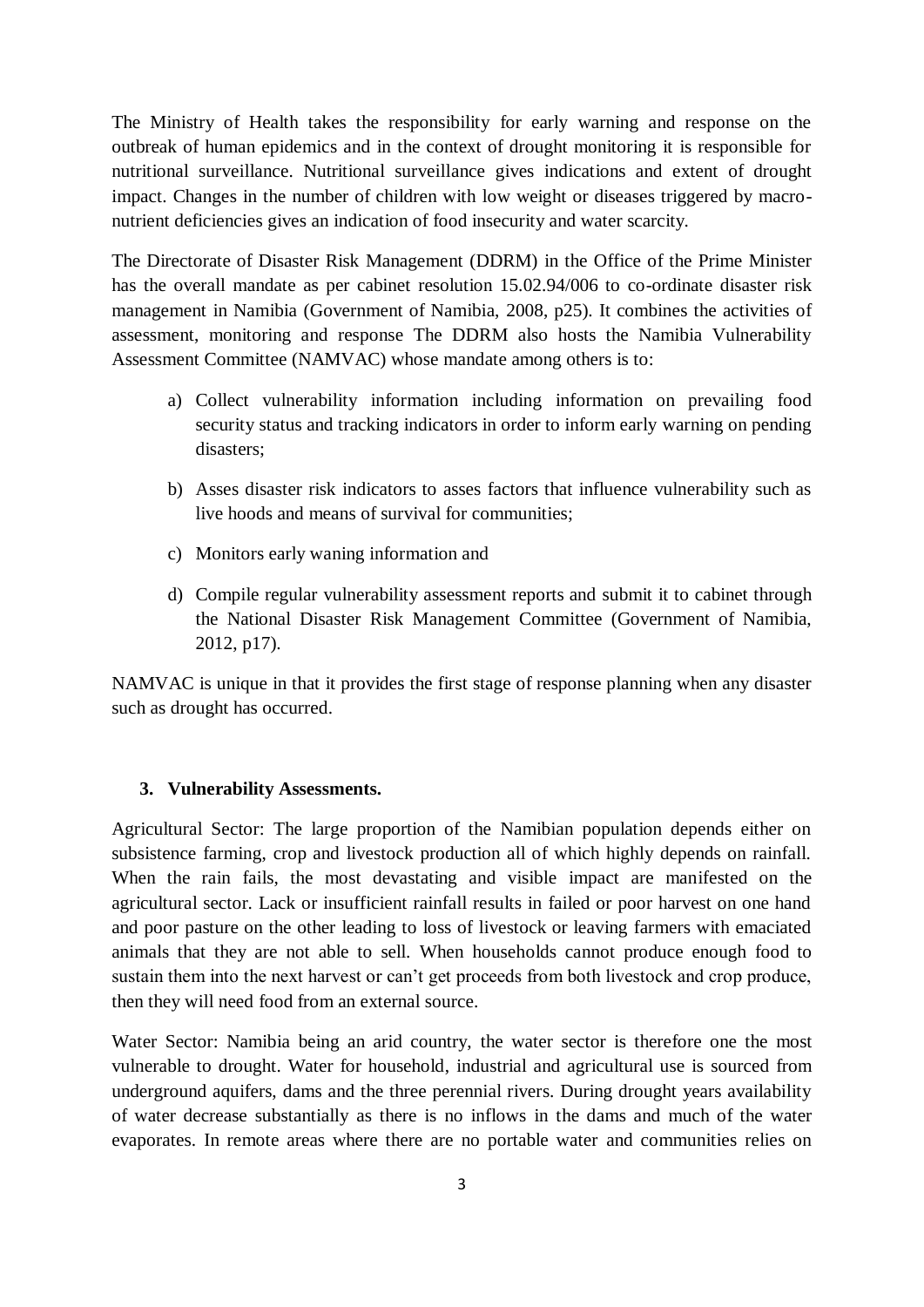The Ministry of Health takes the responsibility for early warning and response on the outbreak of human epidemics and in the context of drought monitoring it is responsible for nutritional surveillance. Nutritional surveillance gives indications and extent of drought impact. Changes in the number of children with low weight or diseases triggered by macro-nutrient deficiencies gives an indication of food insecurity and water scarcity.

The Directorate of Disaster Risk Management (DDRM) in the Office of the Prime Minister has the overall mandate as per cabinet resolution 15.02.94/006 to co-ordinate disaster risk management in Namibia (Government of Namibia, 2008, p25). It combines the activities of assessment, monitoring and response The DDRM also hosts the Namibia Vulnerability Assessment Committee (NAMVAC) whose mandate among others is to:

a) Collect vulnerability information including information on prevailing food security status and tracking indicators in order to inform early warning on pending disasters;

b) Asses disaster risk indicators to asses factors that influence vulnerability such as live hoods and means of survival for communities;

c) Monitors early waning information and

d) Compile regular vulnerability assessment reports and submit it to cabinet through the National Disaster Risk Management Committee (Government of Namibia, 2012, p17).

NAMVAC is unique in that it provides the first stage of response planning when any disaster such as drought has occurred.

## 3. Vulnerability Assessments.

Agricultural Sector: The large proportion of the Namibian population depends either on subsistence farming, crop and livestock production all of which highly depends on rainfall. When the rain fails, the most devastating and visible impact are manifested on the agricultural sector. Lack or insufficient rainfall results in failed or poor harvest on one hand and poor pasture on the other leading to loss of livestock or leaving farmers with emaciated animals that they are not able to sell. When households cannot produce enough food to sustain them into the next harvest or can't get proceeds from both livestock and crop produce, then they will need food from an external source.

Water Sector: Namibia being an arid country, the water sector is therefore one the most vulnerable to drought. Water for household, industrial and agricultural use is sourced from underground aquifers, dams and the three perennial rivers. During drought years availability of water decrease substantially as there is no inflows in the dams and much of the water evaporates. In remote areas where there are no portable water and communities relies on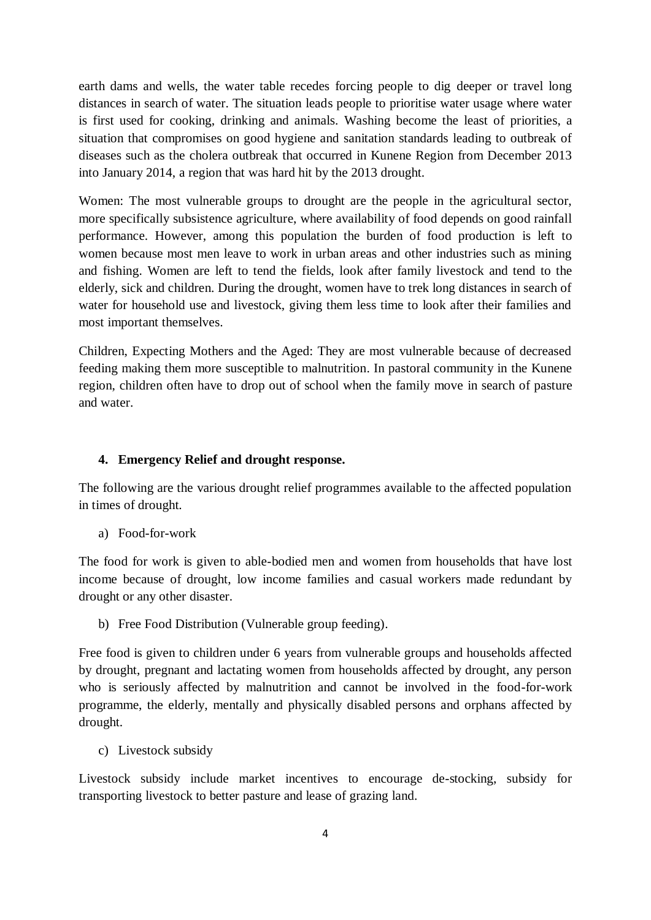earth dams and wells, the water table recedes forcing people to dig deeper or travel long distances in search of water. The situation leads people to prioritise water usage where water is first used for cooking, drinking and animals. Washing become the least of priorities, a situation that compromises on good hygiene and sanitation standards leading to outbreak of diseases such as the cholera outbreak that occurred in Kunene Region from December 2013 into January 2014, a region that was hard hit by the 2013 drought.

Women: The most vulnerable groups to drought are the people in the agricultural sector, more specifically subsistence agriculture, where availability of food depends on good rainfall performance. However, among this population the burden of food production is left to women because most men leave to work in urban areas and other industries such as mining and fishing. Women are left to tend the fields, look after family livestock and tend to the elderly, sick and children. During the drought, women have to trek long distances in search of water for household use and livestock, giving them less time to look after their families and most important themselves.

Children, Expecting Mothers and the Aged: They are most vulnerable because of decreased feeding making them more susceptible to malnutrition. In pastoral community in the Kunene region, children often have to drop out of school when the family move in search of pasture and water.

## 4. Emergency Relief and drought response.

The following are the various drought relief programmes available to the affected population in times of drought.

a) Food-for-work

The food for work is given to able-bodied men and women from households that have lost income because of drought, low income families and casual workers made redundant by drought or any other disaster.

b) Free Food Distribution (Vulnerable group feeding).

Free food is given to children under 6 years from vulnerable groups and households affected by drought, pregnant and lactating women from households affected by drought, any person who is seriously affected by malnutrition and cannot be involved in the food-for-work programme, the elderly, mentally and physically disabled persons and orphans affected by drought.

c) Livestock subsidy

Livestock subsidy include market incentives to encourage de-stocking, subsidy for transporting livestock to better pasture and lease of grazing land.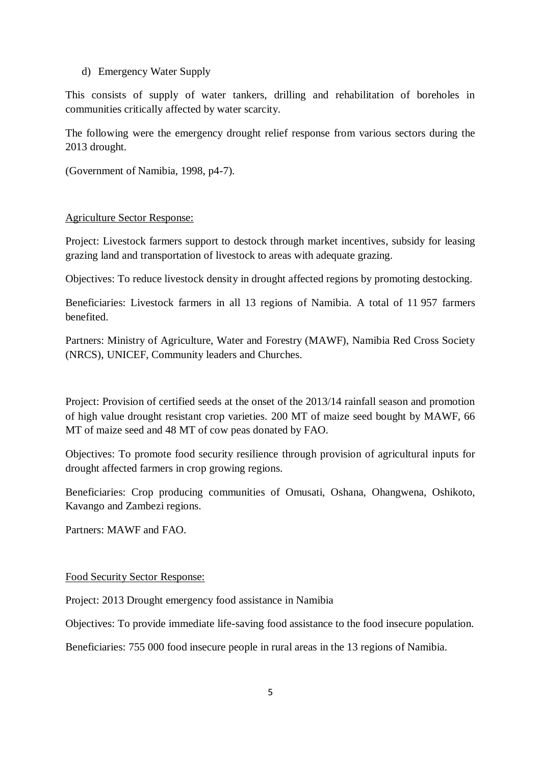d) Emergency Water Supply

This consists of supply of water tankers, drilling and rehabilitation of boreholes in communities critically affected by water scarcity.

The following were the emergency drought relief response from various sectors during the 2013 drought.

(Government of Namibia, 1998, p4-7).

Agriculture Sector Response:

Project: Livestock farmers support to destock through market incentives, subsidy for leasing grazing land and transportation of livestock to areas with adequate grazing.

Objectives: To reduce livestock density in drought affected regions by promoting destocking.

Beneficiaries: Livestock farmers in all 13 regions of Namibia. A total of 11 957 farmers benefited.

Partners: Ministry of Agriculture, Water and Forestry (MAWF), Namibia Red Cross Society (NRCS), UNICEF, Community leaders and Churches.

Project: Provision of certified seeds at the onset of the 2013/14 rainfall season and promotion of high value drought resistant crop varieties. 200 MT of maize seed bought by MAWF, 66 MT of maize seed and 48 MT of cow peas donated by FAO.

Objectives: To promote food security resilience through provision of agricultural inputs for drought affected farmers in crop growing regions.

Beneficiaries: Crop producing communities of Omusati, Oshana, Ohangwena, Oshikoto, Kavango and Zambezi regions.

Partners: MAWF and FAO.

Food Security Sector Response:

Project: 2013 Drought emergency food assistance in Namibia

Objectives: To provide immediate life-saving food assistance to the food insecure population.

Beneficiaries: 755 000 food insecure people in rural areas in the 13 regions of Namibia.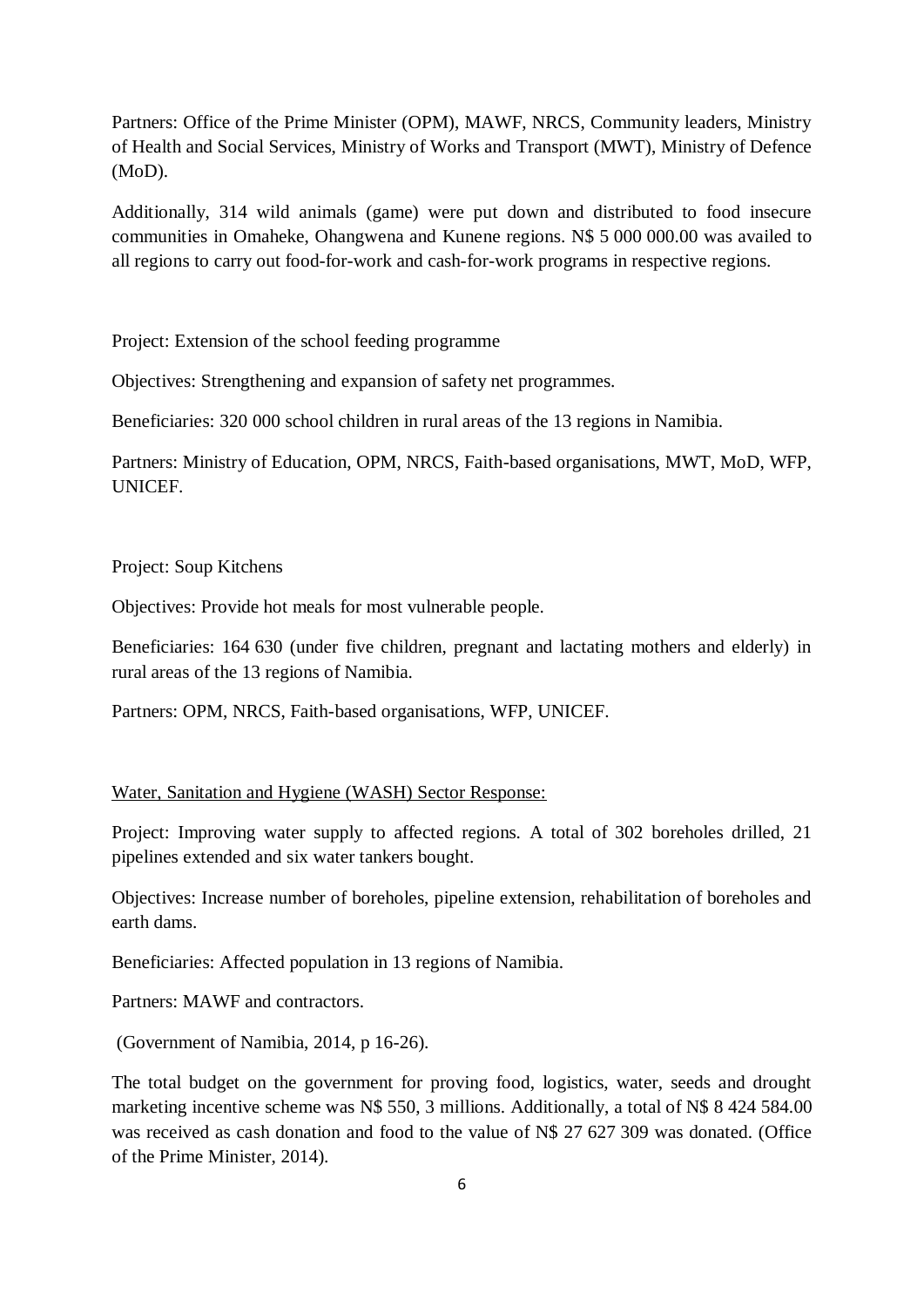Partners: Office of the Prime Minister (OPM), MAWF, NRCS, Community leaders, Ministry of Health and Social Services, Ministry of Works and Transport (MWT), Ministry of Defence (MoD).

Additionally, 314 wild animals (game) were put down and distributed to food insecure communities in Omaheke, Ohangwena and Kunene regions. N$ 5 000 000.00 was availed to all regions to carry out food-for-work and cash-for-work programs in respective regions.

Project: Extension of the school feeding programme

Objectives: Strengthening and expansion of safety net programmes.

Beneficiaries: 320 000 school children in rural areas of the 13 regions in Namibia.

Partners: Ministry of Education, OPM, NRCS, Faith-based organisations, MWT, MoD, WFP, UNICEF.

Project: Soup Kitchens

Objectives: Provide hot meals for most vulnerable people.

Beneficiaries: 164 630 (under five children, pregnant and lactating mothers and elderly) in rural areas of the 13 regions of Namibia.

Partners: OPM, NRCS, Faith-based organisations, WFP, UNICEF.

<u>Water, Sanitation and Hygiene (WASH) Sector Response:</u>

Project: Improving water supply to affected regions. A total of 302 boreholes drilled, 21 pipelines extended and six water tankers bought.

Objectives: Increase number of boreholes, pipeline extension, rehabilitation of boreholes and earth dams.

Beneficiaries: Affected population in 13 regions of Namibia.

Partners: MAWF and contractors.

(Government of Namibia, 2014, p 16-26).

The total budget on the government for proving food, logistics, water, seeds and drought marketing incentive scheme was N$ 550, 3 millions. Additionally, a total of N$ 8 424 584.00 was received as cash donation and food to the value of N$ 27 627 309 was donated. (Office of the Prime Minister, 2014).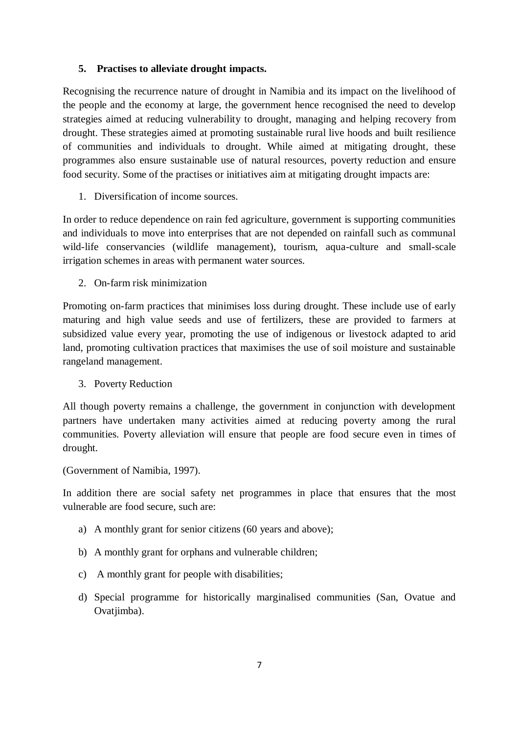## 5. Practises to alleviate drought impacts.

Recognising the recurrence nature of drought in Namibia and its impact on the livelihood of the people and the economy at large, the government hence recognised the need to develop strategies aimed at reducing vulnerability to drought, managing and helping recovery from drought. These strategies aimed at promoting sustainable rural live hoods and built resilience of communities and individuals to drought. While aimed at mitigating drought, these programmes also ensure sustainable use of natural resources, poverty reduction and ensure food security. Some of the practises or initiatives aim at mitigating drought impacts are:

1. Diversification of income sources.

In order to reduce dependence on rain fed agriculture, government is supporting communities and individuals to move into enterprises that are not depended on rainfall such as communal wild-life conservancies (wildlife management), tourism, aqua-culture and small-scale irrigation schemes in areas with permanent water sources.

2. On-farm risk minimization

Promoting on-farm practices that minimises loss during drought. These include use of early maturing and high value seeds and use of fertilizers, these are provided to farmers at subsidized value every year, promoting the use of indigenous or livestock adapted to arid land, promoting cultivation practices that maximises the use of soil moisture and sustainable rangeland management.

3. Poverty Reduction

All though poverty remains a challenge, the government in conjunction with development partners have undertaken many activities aimed at reducing poverty among the rural communities. Poverty alleviation will ensure that people are food secure even in times of drought.

(Government of Namibia, 1997).

In addition there are social safety net programmes in place that ensures that the most vulnerable are food secure, such are:

a) A monthly grant for senior citizens (60 years and above);

b) A monthly grant for orphans and vulnerable children;

c) A monthly grant for people with disabilities;

d) Special programme for historically marginalised communities (San, Ovatue and Ovatjimba).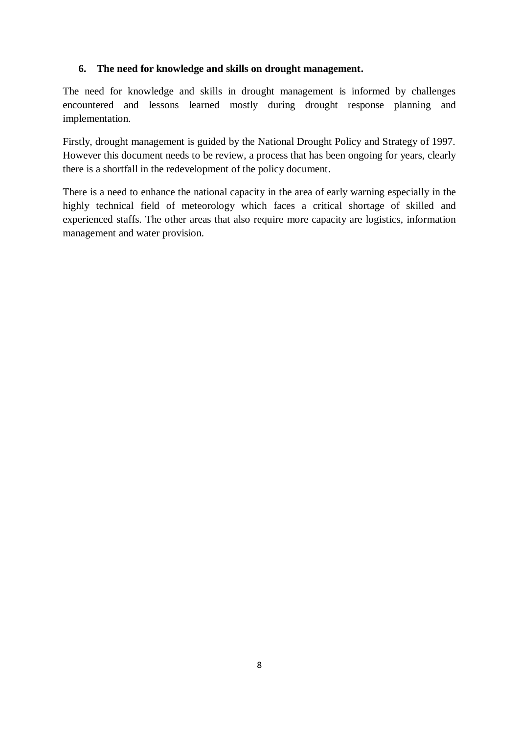## 6. The need for knowledge and skills on drought management.

The need for knowledge and skills in drought management is informed by challenges encountered and lessons learned mostly during drought response planning and implementation.

Firstly, drought management is guided by the National Drought Policy and Strategy of 1997. However this document needs to be review, a process that has been ongoing for years, clearly there is a shortfall in the redevelopment of the policy document.

There is a need to enhance the national capacity in the area of early warning especially in the highly technical field of meteorology which faces a critical shortage of skilled and experienced staffs. The other areas that also require more capacity are logistics, information management and water provision.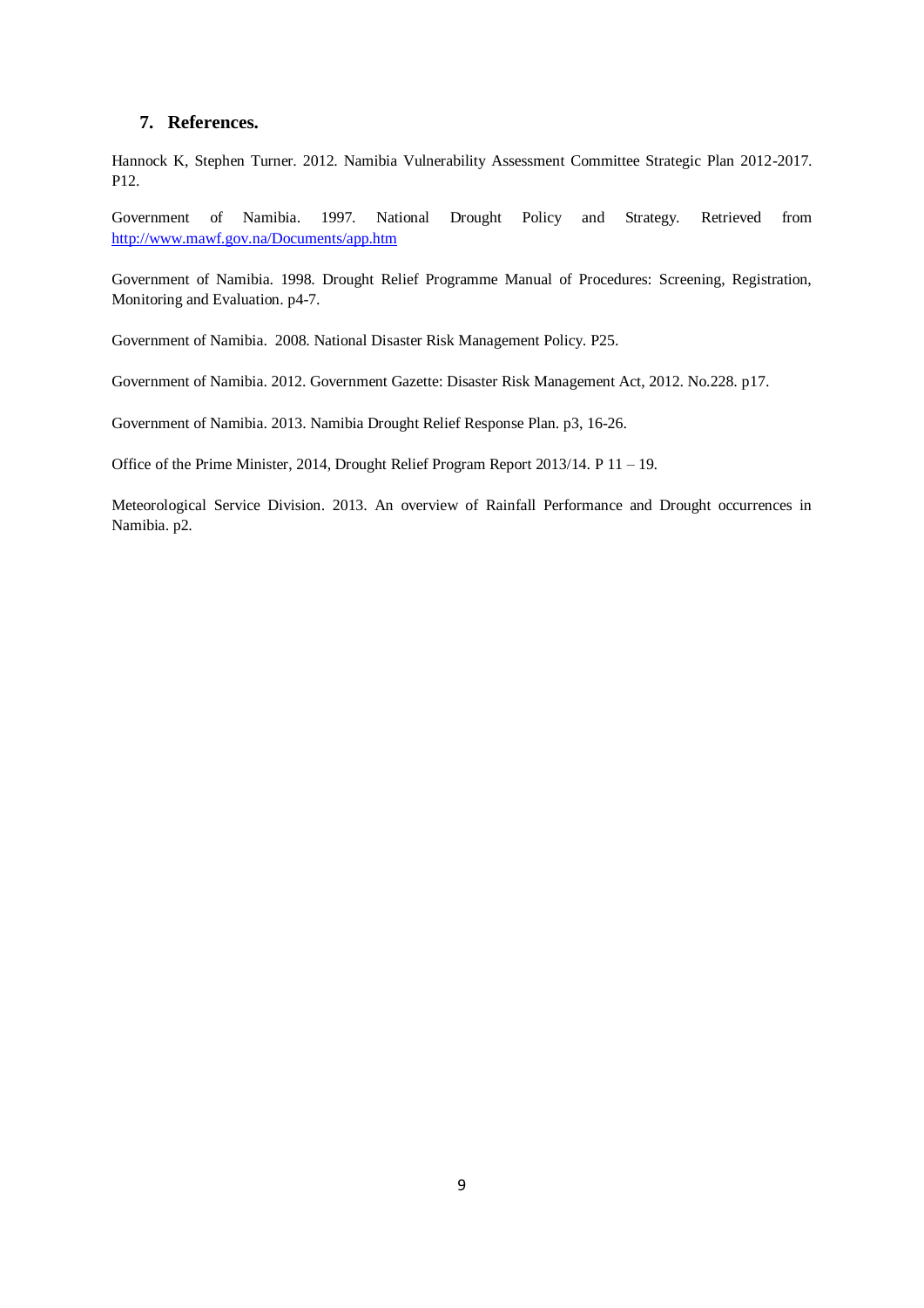## 7. References.

Hannock K, Stephen Turner. 2012. Namibia Vulnerability Assessment Committee Strategic Plan 2012-2017. P12.

Government of Namibia. 1997. National Drought Policy and Strategy. Retrieved from http://www.mawf.gov.na/Documents/app.htm

Government of Namibia. 1998. Drought Relief Programme Manual of Procedures: Screening, Registration, Monitoring and Evaluation. p4-7.

Government of Namibia. 2008. National Disaster Risk Management Policy. P25.

Government of Namibia. 2012. Government Gazette: Disaster Risk Management Act, 2012. No.228. p17.

Government of Namibia. 2013. Namibia Drought Relief Response Plan. p3, 16-26.

Office of the Prime Minister, 2014, Drought Relief Program Report 2013/14. P 11 – 19.

Meteorological Service Division. 2013. An overview of Rainfall Performance and Drought occurrences in Namibia. p2.